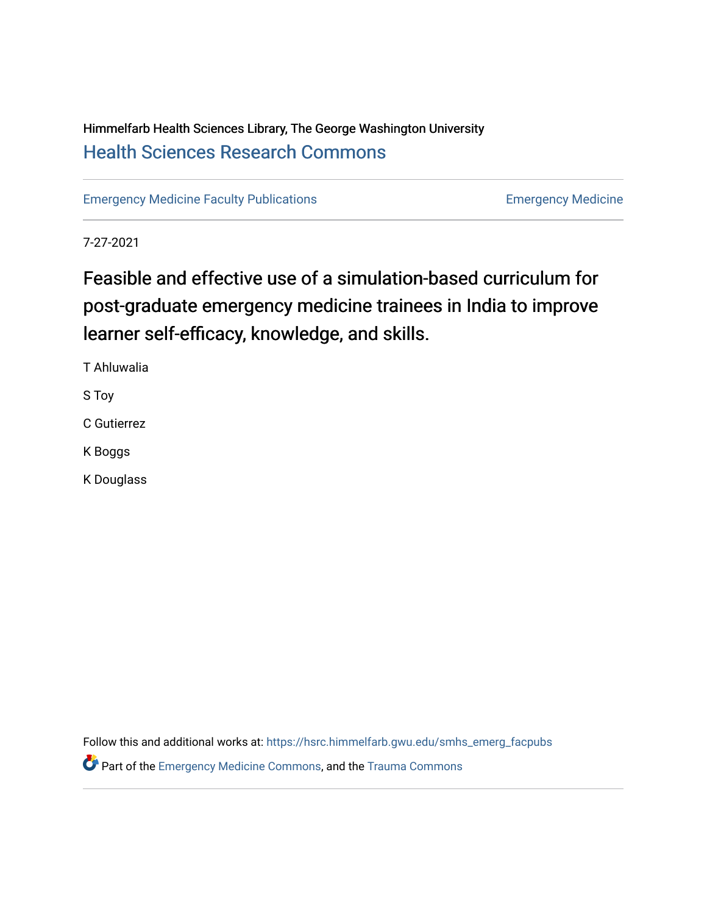Himmelfarb Health Sciences Library, The George Washington University

Health Sciences Research Commons

Emergency Medicine Faculty Publications | Emergency Medicine

7-27-2021

# Feasible and effective use of a simulation-based curriculum for post-graduate emergency medicine trainees in India to improve learner self-efficacy, knowledge, and skills.

T Ahluwalia

S Toy

C Gutierrez

K Boggs

K Douglass

Follow this and additional works at: https://hsrc.himmelfarb.gwu.edu/smhs_emerg_facpubs

Part of the Emergency Medicine Commons, and the Trauma Commons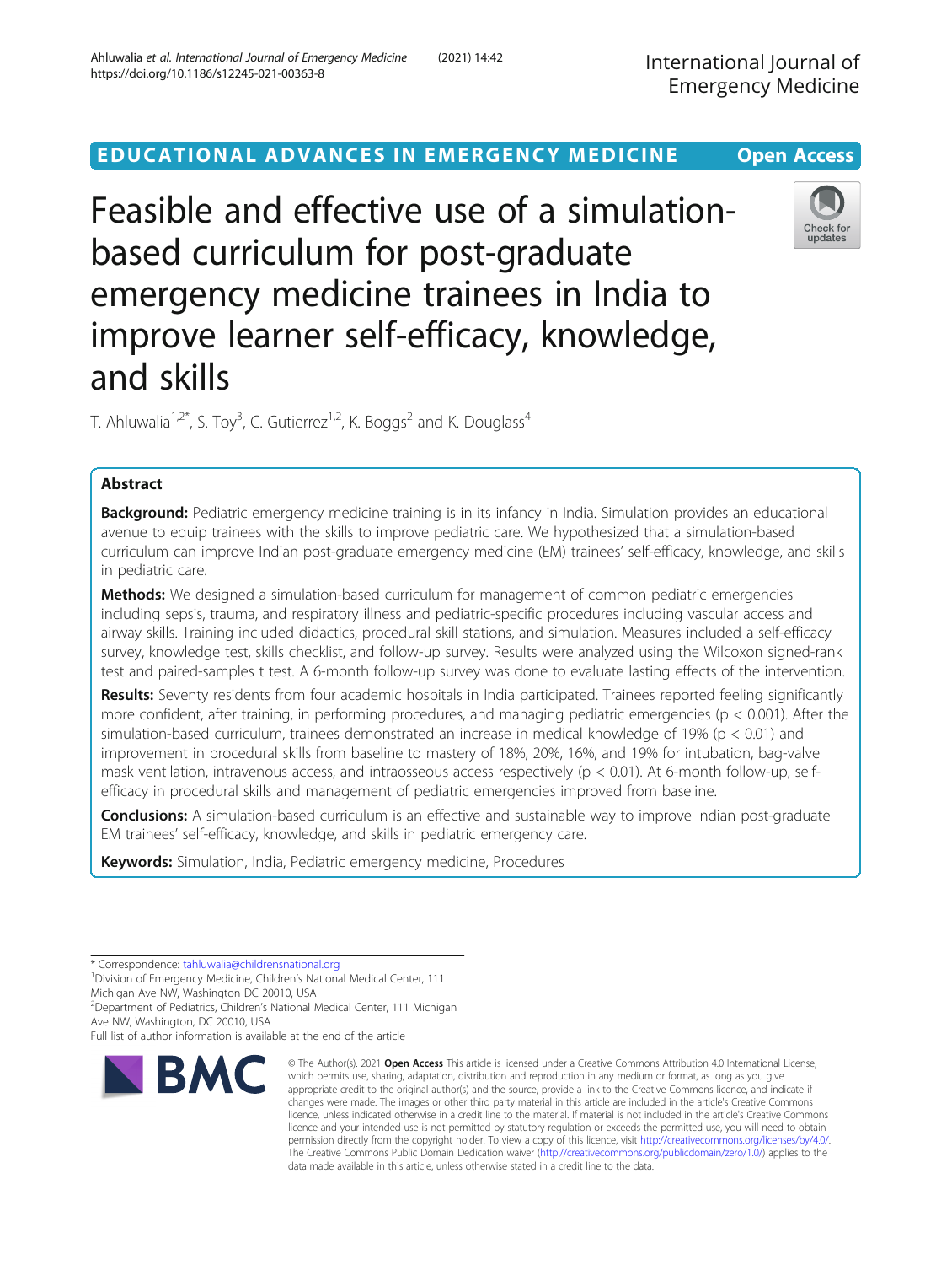# EDUCATIONAL ADVANCES IN EMERGENCY MEDICINE

**Open Access**

# Feasible and effective use of a simulation-based curriculum for post-graduate emergency medicine trainees in India to improve learner self-efficacy, knowledge, and skills

T. Ahluwalia[1,2*], S. Toy[3], C. Gutierrez[1,2], K. Boggs[2] and K. Douglass[4]

## Abstract

**Background:** Pediatric emergency medicine training is in its infancy in India. Simulation provides an educational avenue to equip trainees with the skills to improve pediatric care. We hypothesized that a simulation-based curriculum can improve Indian post-graduate emergency medicine (EM) trainees' self-efficacy, knowledge, and skills in pediatric care.

**Methods:** We designed a simulation-based curriculum for management of common pediatric emergencies including sepsis, trauma, and respiratory illness and pediatric-specific procedures including vascular access and airway skills. Training included didactics, procedural skill stations, and simulation. Measures included a self-efficacy survey, knowledge test, skills checklist, and follow-up survey. Results were analyzed using the Wilcoxon signed-rank test and paired-samples t test. A 6-month follow-up survey was done to evaluate lasting effects of the intervention.

**Results:** Seventy residents from four academic hospitals in India participated. Trainees reported feeling significantly more confident, after training, in performing procedures, and managing pediatric emergencies ($p < 0.001$). After the simulation-based curriculum, trainees demonstrated an increase in medical knowledge of 19% ($p < 0.01$) and improvement in procedural skills from baseline to mastery of 18%, 20%, 16%, and 19% for intubation, bag-valve mask ventilation, intravenous access, and intraosseous access respectively ($p < 0.01$). At 6-month follow-up, self-efficacy in procedural skills and management of pediatric emergencies improved from baseline.

**Conclusions:** A simulation-based curriculum is an effective and sustainable way to improve Indian post-graduate EM trainees' self-efficacy, knowledge, and skills in pediatric emergency care.

**Keywords:** Simulation, India, Pediatric emergency medicine, Procedures

---

\* Correspondence: tahluwalia@childrensnational.org

[1]Division of Emergency Medicine, Children's National Medical Center, 111 Michigan Ave NW, Washington DC 20010, USA

[2]Department of Pediatrics, Children's National Medical Center, 111 Michigan Ave NW, Washington, DC 20010, USA

Full list of author information is available at the end of the article

© The Author(s). 2021 **Open Access** This article is licensed under a Creative Commons Attribution 4.0 International License, which permits use, sharing, adaptation, distribution and reproduction in any medium or format, as long as you give appropriate credit to the original author(s) and the source, provide a link to the Creative Commons licence, and indicate if changes were made. The images or other third party material in this article are included in the article's Creative Commons licence, unless indicated otherwise in a credit line to the material. If material is not included in the article's Creative Commons licence and your intended use is not permitted by statutory regulation or exceeds the permitted use, you will need to obtain permission directly from the copyright holder. To view a copy of this licence, visit http://creativecommons.org/licenses/by/4.0/. The Creative Commons Public Domain Dedication waiver (http://creativecommons.org/publicdomain/zero/1.0/) applies to the data made available in this article, unless otherwise stated in a credit line to the data.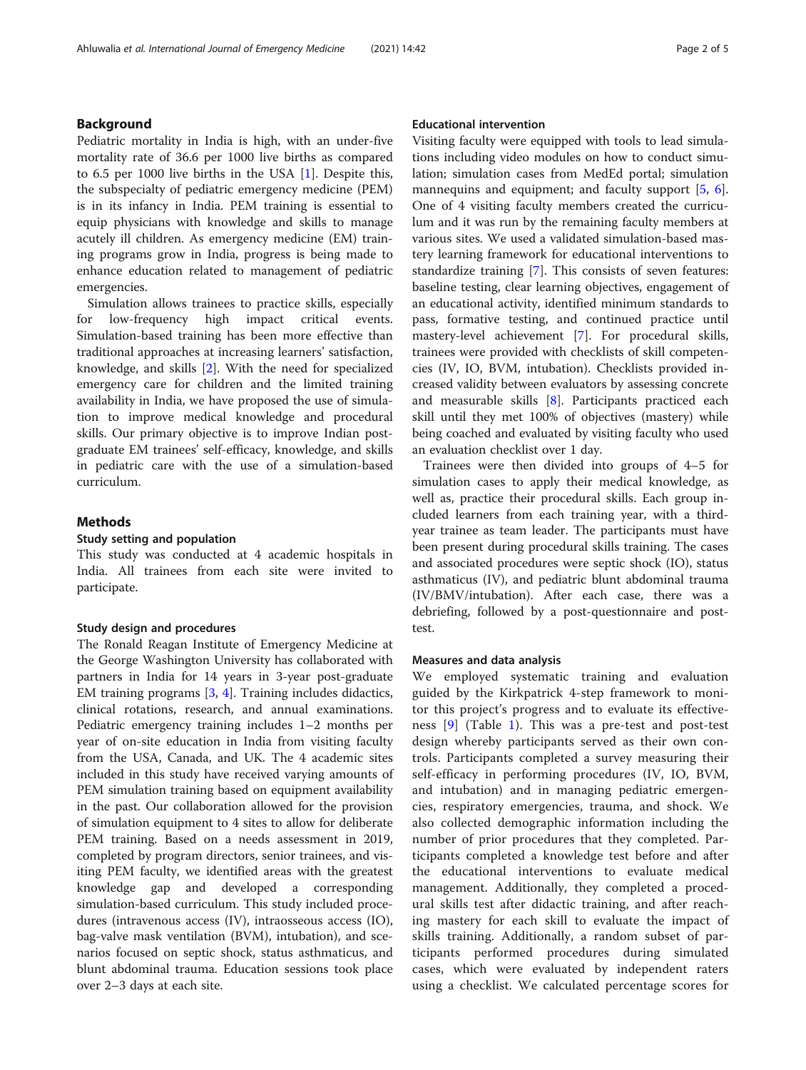## Background

Pediatric mortality in India is high, with an under-five mortality rate of 36.6 per 1000 live births as compared to 6.5 per 1000 live births in the USA [1]. Despite this, the subspecialty of pediatric emergency medicine (PEM) is in its infancy in India. PEM training is essential to equip physicians with knowledge and skills to manage acutely ill children. As emergency medicine (EM) training programs grow in India, progress is being made to enhance education related to management of pediatric emergencies.

Simulation allows trainees to practice skills, especially for low-frequency high impact critical events. Simulation-based training has been more effective than traditional approaches at increasing learners' satisfaction, knowledge, and skills [2]. With the need for specialized emergency care for children and the limited training availability in India, we have proposed the use of simulation to improve medical knowledge and procedural skills. Our primary objective is to improve Indian post-graduate EM trainees' self-efficacy, knowledge, and skills in pediatric care with the use of a simulation-based curriculum.

## Methods

### Study setting and population

This study was conducted at 4 academic hospitals in India. All trainees from each site were invited to participate.

### Study design and procedures

The Ronald Reagan Institute of Emergency Medicine at the George Washington University has collaborated with partners in India for 14 years in 3-year post-graduate EM training programs [3, 4]. Training includes didactics, clinical rotations, research, and annual examinations. Pediatric emergency training includes 1–2 months per year of on-site education in India from visiting faculty from the USA, Canada, and UK. The 4 academic sites included in this study have received varying amounts of PEM simulation training based on equipment availability in the past. Our collaboration allowed for the provision of simulation equipment to 4 sites to allow for deliberate PEM training. Based on a needs assessment in 2019, completed by program directors, senior trainees, and visiting PEM faculty, we identified areas with the greatest knowledge gap and developed a corresponding simulation-based curriculum. This study included procedures (intravenous access (IV), intraosseous access (IO), bag-valve mask ventilation (BVM), intubation), and scenarios focused on septic shock, status asthmaticus, and blunt abdominal trauma. Education sessions took place over 2–3 days at each site.

### Educational intervention

Visiting faculty were equipped with tools to lead simulations including video modules on how to conduct simulation; simulation cases from MedEd portal; simulation mannequins and equipment; and faculty support [5, 6]. One of 4 visiting faculty members created the curriculum and it was run by the remaining faculty members at various sites. We used a validated simulation-based mastery learning framework for educational interventions to standardize training [7]. This consists of seven features: baseline testing, clear learning objectives, engagement of an educational activity, identified minimum standards to pass, formative testing, and continued practice until mastery-level achievement [7]. For procedural skills, trainees were provided with checklists of skill competencies (IV, IO, BVM, intubation). Checklists provided increased validity between evaluators by assessing concrete and measurable skills [8]. Participants practiced each skill until they met 100% of objectives (mastery) while being coached and evaluated by visiting faculty who used an evaluation checklist over 1 day.

Trainees were then divided into groups of 4–5 for simulation cases to apply their medical knowledge, as well as, practice their procedural skills. Each group included learners from each training year, with a third-year trainee as team leader. The participants must have been present during procedural skills training. The cases and associated procedures were septic shock (IO), status asthmaticus (IV), and pediatric blunt abdominal trauma (IV/BMV/intubation). After each case, there was a debriefing, followed by a post-questionnaire and post-test.

### Measures and data analysis

We employed systematic training and evaluation guided by the Kirkpatrick 4-step framework to monitor this project's progress and to evaluate its effectiveness [9] (Table 1). This was a pre-test and post-test design whereby participants served as their own controls. Participants completed a survey measuring their self-efficacy in performing procedures (IV, IO, BVM, and intubation) and in managing pediatric emergencies, respiratory emergencies, trauma, and shock. We also collected demographic information including the number of prior procedures that they completed. Participants completed a knowledge test before and after the educational interventions to evaluate medical management. Additionally, they completed a procedural skills test after didactic training, and after reaching mastery for each skill to evaluate the impact of skills training. Additionally, a random subset of participants performed procedures during simulated cases, which were evaluated by independent raters using a checklist. We calculated percentage scores for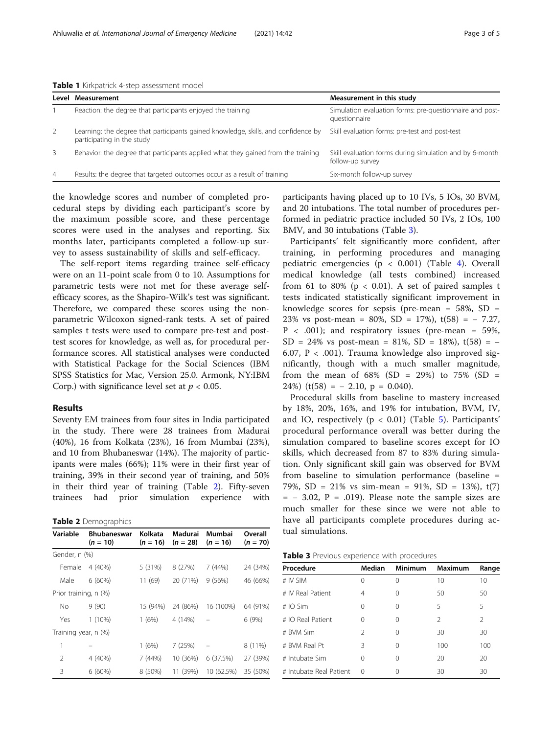**Table 1** Kirkpatrick 4-step assessment model

| Level | Measurement | Measurement in this study |
|---|---|---|
| 1 | Reaction: the degree that participants enjoyed the training | Simulation evaluation forms: pre-questionnaire and post-questionnaire |
| 2 | Learning: the degree that participants gained knowledge, skills, and confidence by participating in the study | Skill evaluation forms: pre-test and post-test |
| 3 | Behavior: the degree that participants applied what they gained from the training | Skill evaluation forms during simulation and by 6-month follow-up survey |
| 4 | Results: the degree that targeted outcomes occur as a result of training | Six-month follow-up survey |

the knowledge scores and number of completed procedural steps by dividing each participant's score by the maximum possible score, and these percentage scores were used in the analyses and reporting. Six months later, participants completed a follow-up survey to assess sustainability of skills and self-efficacy.

The self-report items regarding trainee self-efficacy were on an 11-point scale from 0 to 10. Assumptions for parametric tests were not met for these average self-efficacy scores, as the Shapiro-Wilk's test was significant. Therefore, we compared these scores using the non-parametric Wilcoxon signed-rank tests. A set of paired samples t tests were used to compare pre-test and post-test scores for knowledge, as well as, for procedural performance scores. All statistical analyses were conducted with Statistical Package for the Social Sciences (IBM SPSS Statistics for Mac, Version 25.0. Armonk, NY:IBM Corp.) with significance level set at $p < 0.05$.

## Results

Seventy EM trainees from four sites in India participated in the study. There were 28 trainees from Madurai (40%), 16 from Kolkata (23%), 16 from Mumbai (23%), and 10 from Bhubaneswar (14%). The majority of participants were males (66%); 11% were in their first year of training, 39% in their second year of training, and 50% in their third year of training (Table 2). Fifty-seven trainees had prior simulation experience with participants having placed up to 10 IVs, 5 IOs, 30 BVM, and 20 intubations. The total number of procedures performed in pediatric practice included 50 IVs, 2 IOs, 100 BMV, and 30 intubations (Table 3).

**Table 2** Demographics

| Variable | Bhubaneswar ($n$ = 10) | Kolkata ($n$ = 16) | Madurai ($n$ = 28) | Mumbai ($n$ = 16) | Overall ($n$ = 70) |
|---|---|---|---|---|---|
| Gender, n (%) | | | | | |
| Female | 4 (40%) | 5 (31%) | 8 (27%) | 7 (44%) | 24 (34%) |
| Male | 6 (60%) | 11 (69) | 20 (71%) | 9 (56%) | 46 (66%) |
| Prior training, n (%) | | | | | |
| No | 9 (90) | 15 (94%) | 24 (86%) | 16 (100%) | 64 (91%) |
| Yes | 1 (10%) | 1 (6%) | 4 (14%) | – | 6 (9%) |
| Training year, n (%) | | | | | |
| 1 | – | 1 (6%) | 7 (25%) | – | 8 (11%) |
| 2 | 4 (40%) | 7 (44%) | 10 (36%) | 6 (37.5%) | 27 (39%) |
| 3 | 6 (60%) | 8 (50%) | 11 (39%) | 10 (62.5%) | 35 (50%) |

Participants' felt significantly more confident, after training, in performing procedures and managing pediatric emergencies ($p < 0.001$) (Table 4). Overall medical knowledge (all tests combined) increased from 61 to 80% ($p < 0.01$). A set of paired samples t tests indicated statistically significant improvement in knowledge scores for sepsis (pre-mean = 58%, SD = 23% vs post-mean = 80%, SD = 17%), $t(58) = -7.27$, $P < .001$); and respiratory issues (pre-mean = 59%, SD = 24% vs post-mean = 81%, SD = 18%), $t(58) = -6.07$, $P < .001$). Trauma knowledge also improved significantly, though with a much smaller magnitude, from the mean of 68% (SD = 29%) to 75% (SD = 24%) ($t(58) = -2.10$, $p = 0.040$).

Procedural skills from baseline to mastery increased by 18%, 20%, 16%, and 19% for intubation, BVM, IV, and IO, respectively ($p < 0.01$) (Table 5). Participants' procedural performance overall was better during the simulation compared to baseline scores except for IO skills, which decreased from 87 to 83% during simulation. Only significant skill gain was observed for BVM from baseline to simulation performance (baseline = 79%, SD = 21% vs sim-mean = 91%, SD = 13%), $t(7) = -3.02$, $P = .019$). Please note the sample sizes are much smaller for these since we were not able to have all participants complete procedures during actual simulations.

**Table 3** Previous experience with procedures

| Procedure | Median | Minimum | Maximum | Range |
|---|---|---|---|---|
| # IV SIM | 0 | 0 | 10 | 10 |
| # IV Real Patient | 4 | 0 | 50 | 50 |
| # IO Sim | 0 | 0 | 5 | 5 |
| # IO Real Patient | 0 | 0 | 2 | 2 |
| # BVM Sim | 2 | 0 | 30 | 30 |
| # BVM Real Pt | 3 | 0 | 100 | 100 |
| # Intubate Sim | 0 | 0 | 20 | 20 |
| # Intubate Real Patient | 0 | 0 | 30 | 30 |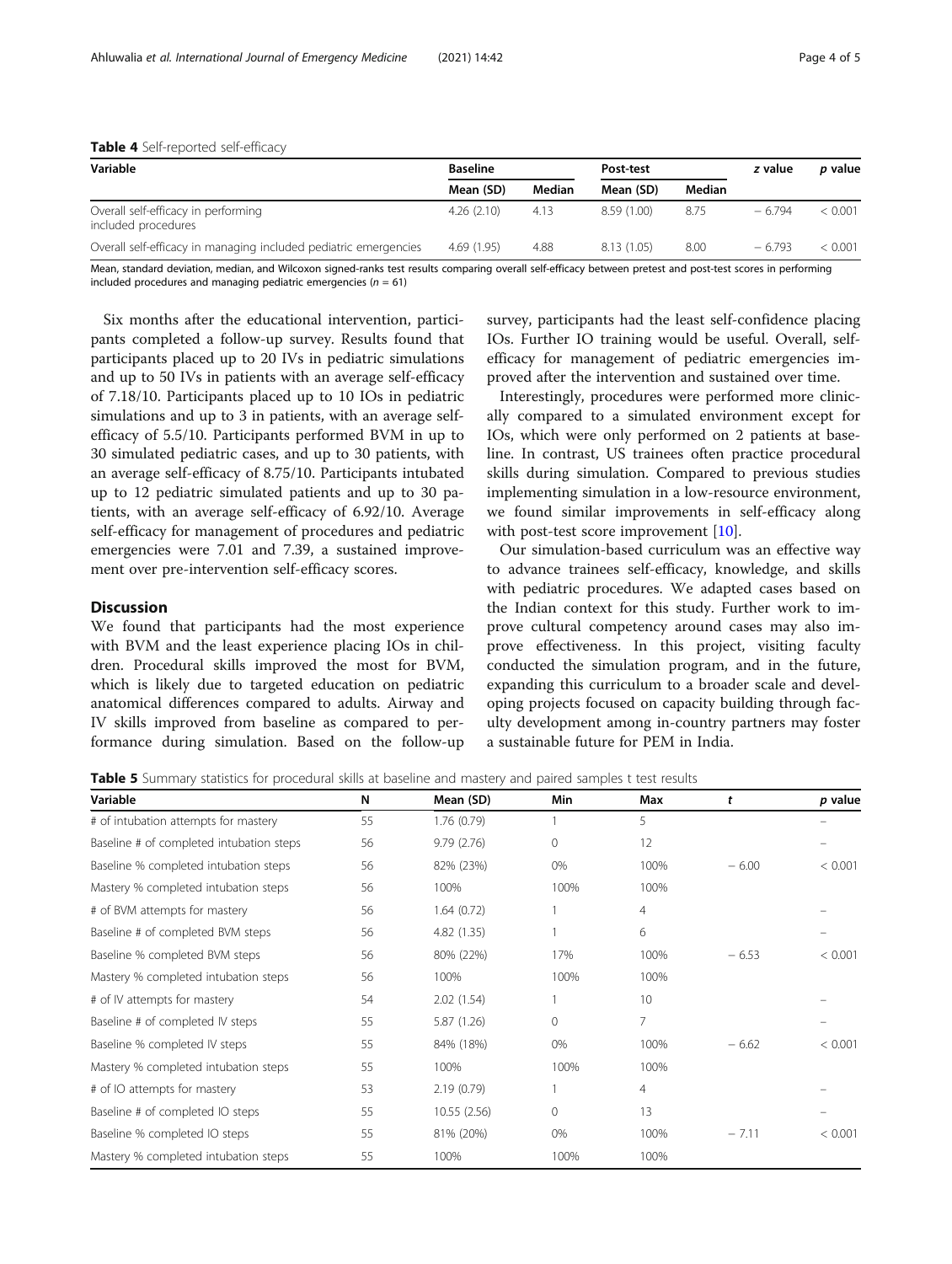**Table 4** Self-reported self-efficacy

| Variable | Baseline | | Post-test | | z value | p value |
|---|---|---|---|---|---|---|
| | Mean (SD) | Median | Mean (SD) | Median | | |
| Overall self-efficacy in performing included procedures | 4.26 (2.10) | 4.13 | 8.59 (1.00) | 8.75 | − 6.794 | < 0.001 |
| Overall self-efficacy in managing included pediatric emergencies | 4.69 (1.95) | 4.88 | 8.13 (1.05) | 8.00 | − 6.793 | < 0.001 |

Mean, standard deviation, median, and Wilcoxon signed-ranks test results comparing overall self-efficacy between pretest and post-test scores in performing included procedures and managing pediatric emergencies ($n = 61$)

Six months after the educational intervention, participants completed a follow-up survey. Results found that participants placed up to 20 IVs in pediatric simulations and up to 50 IVs in patients with an average self-efficacy of 7.18/10. Participants placed up to 10 IOs in pediatric simulations and up to 3 in patients, with an average self-efficacy of 5.5/10. Participants performed BVM in up to 30 simulated pediatric cases, and up to 30 patients, with an average self-efficacy of 8.75/10. Participants intubated up to 12 pediatric simulated patients and up to 30 patients, with an average self-efficacy of 6.92/10. Average self-efficacy for management of procedures and pediatric emergencies were 7.01 and 7.39, a sustained improvement over pre-intervention self-efficacy scores.

## Discussion

We found that participants had the most experience with BVM and the least experience placing IOs in children. Procedural skills improved the most for BVM, which is likely due to targeted education on pediatric anatomical differences compared to adults. Airway and IV skills improved from baseline as compared to performance during simulation. Based on the follow-up survey, participants had the least self-confidence placing IOs. Further IO training would be useful. Overall, self-efficacy for management of pediatric emergencies improved after the intervention and sustained over time.

Interestingly, procedures were performed more clinically compared to a simulated environment except for IOs, which were only performed on 2 patients at baseline. In contrast, US trainees often practice procedural skills during simulation. Compared to previous studies implementing simulation in a low-resource environment, we found similar improvements in self-efficacy along with post-test score improvement [10].

Our simulation-based curriculum was an effective way to advance trainees self-efficacy, knowledge, and skills with pediatric procedures. We adapted cases based on the Indian context for this study. Further work to improve cultural competency around cases may also improve effectiveness. In this project, visiting faculty conducted the simulation program, and in the future, expanding this curriculum to a broader scale and developing projects focused on capacity building through faculty development among in-country partners may foster a sustainable future for PEM in India.

**Table 5** Summary statistics for procedural skills at baseline and mastery and paired samples t test results

| Variable | N | Mean (SD) | Min | Max | t | p value |
|---|---|---|---|---|---|---|
| # of intubation attempts for mastery | 55 | 1.76 (0.79) | 1 | 5 | | – |
| Baseline # of completed intubation steps | 56 | 9.79 (2.76) | 0 | 12 | | – |
| Baseline % completed intubation steps | 56 | 82% (23%) | 0% | 100% | − 6.00 | < 0.001 |
| Mastery % completed intubation steps | 56 | 100% | 100% | 100% | | |
| # of BVM attempts for mastery | 56 | 1.64 (0.72) | 1 | 4 | | – |
| Baseline # of completed BVM steps | 56 | 4.82 (1.35) | 1 | 6 | | – |
| Baseline % completed BVM steps | 56 | 80% (22%) | 17% | 100% | − 6.53 | < 0.001 |
| Mastery % completed intubation steps | 56 | 100% | 100% | 100% | | |
| # of IV attempts for mastery | 54 | 2.02 (1.54) | 1 | 10 | | – |
| Baseline # of completed IV steps | 55 | 5.87 (1.26) | 0 | 7 | | – |
| Baseline % completed IV steps | 55 | 84% (18%) | 0% | 100% | − 6.62 | < 0.001 |
| Mastery % completed intubation steps | 55 | 100% | 100% | 100% | | |
| # of IO attempts for mastery | 53 | 2.19 (0.79) | 1 | 4 | | – |
| Baseline # of completed IO steps | 55 | 10.55 (2.56) | 0 | 13 | | – |
| Baseline % completed IO steps | 55 | 81% (20%) | 0% | 100% | − 7.11 | < 0.001 |
| Mastery % completed intubation steps | 55 | 100% | 100% | 100% | | |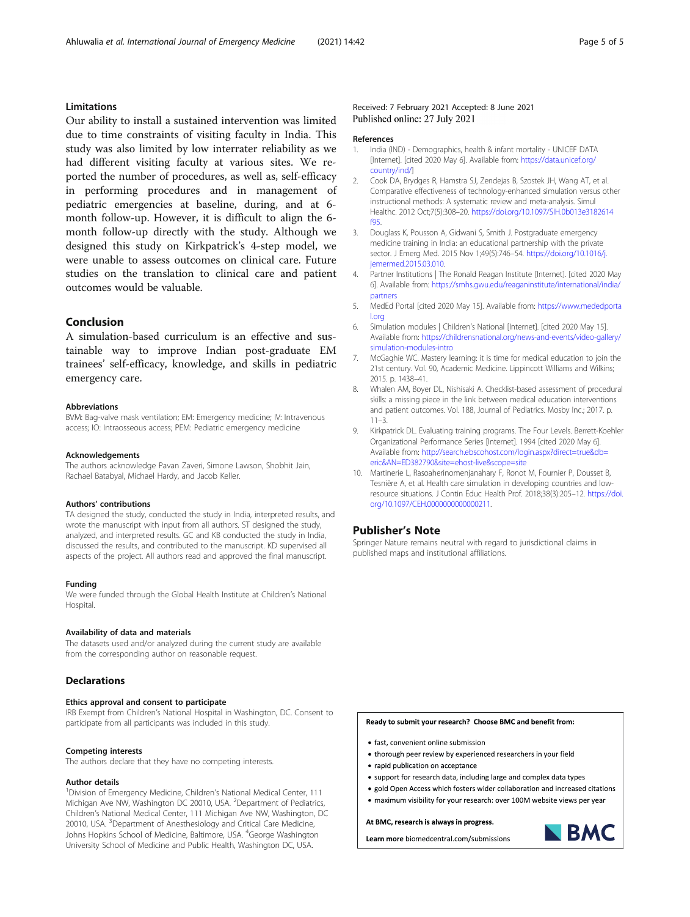## Limitations

Our ability to install a sustained intervention was limited due to time constraints of visiting faculty in India. This study was also limited by low interrater reliability as we had different visiting faculty at various sites. We reported the number of procedures, as well as, self-efficacy in performing procedures and in management of pediatric emergencies at baseline, during, and at 6-month follow-up. However, it is difficult to align the 6-month follow-up directly with the study. Although we designed this study on Kirkpatrick's 4-step model, we were unable to assess outcomes on clinical care. Future studies on the translation to clinical care and patient outcomes would be valuable.

## Conclusion

A simulation-based curriculum is an effective and sustainable way to improve Indian post-graduate EM trainees' self-efficacy, knowledge, and skills in pediatric emergency care.

#### Abbreviations

BVM: Bag-valve mask ventilation; EM: Emergency medicine; IV: Intravenous access; IO: Intraosseous access; PEM: Pediatric emergency medicine

#### Acknowledgements

The authors acknowledge Pavan Zaveri, Simone Lawson, Shobhit Jain, Rachael Batabyal, Michael Hardy, and Jacob Keller.

#### Authors' contributions

TA designed the study, conducted the study in India, interpreted results, and wrote the manuscript with input from all authors. ST designed the study, analyzed, and interpreted results. GC and KB conducted the study in India, discussed the results, and contributed to the manuscript. KD supervised all aspects of the project. All authors read and approved the final manuscript.

#### Funding

We were funded through the Global Health Institute at Children's National Hospital.

#### Availability of data and materials

The datasets used and/or analyzed during the current study are available from the corresponding author on reasonable request.

## Declarations

#### Ethics approval and consent to participate

IRB Exempt from Children's National Hospital in Washington, DC. Consent to participate from all participants was included in this study.

#### Competing interests

The authors declare that they have no competing interests.

#### Author details

[1]Division of Emergency Medicine, Children's National Medical Center, 111 Michigan Ave NW, Washington DC 20010, USA. [2]Department of Pediatrics, Children's National Medical Center, 111 Michigan Ave NW, Washington, DC 20010, USA. [3]Department of Anesthesiology and Critical Care Medicine, Johns Hopkins School of Medicine, Baltimore, USA. [4]George Washington University School of Medicine and Public Health, Washington DC, USA.

Received: 7 February 2021 Accepted: 8 June 2021
Published online: 27 July 2021

#### References

1. India (IND) - Demographics, health & infant mortality - UNICEF DATA [Internet]. [cited 2020 May 6]. Available from: https://data.unicef.org/country/ind/]
2. Cook DA, Brydges R, Hamstra SJ, Zendejas B, Szostek JH, Wang AT, et al. Comparative effectiveness of technology-enhanced simulation versus other instructional methods: A systematic review and meta-analysis. Simul Healthc. 2012 Oct;7(5):308–20. https://doi.org/10.1097/SIH.0b013e3182614f95.
3. Douglass K, Pousson A, Gidwani S, Smith J. Postgraduate emergency medicine training in India: an educational partnership with the private sector. J Emerg Med. 2015 Nov 1;49(5):746–54. https://doi.org/10.1016/j.jemermed.2015.03.010.
4. Partner Institutions | The Ronald Reagan Institute [Internet]. [cited 2020 May 6]. Available from: https://smhs.gwu.edu/reaganinstitute/international/india/partners
5. MedEd Portal [cited 2020 May 15]. Available from: https://www.mededportal.org
6. Simulation modules | Children's National [Internet]. [cited 2020 May 15]. Available from: https://childrensnational.org/news-and-events/video-gallery/simulation-modules-intro
7. McGaghie WC. Mastery learning: it is time for medical education to join the 21st century. Vol. 90, Academic Medicine. Lippincott Williams and Wilkins; 2015. p. 1438–41.
8. Whalen AM, Boyer DL, Nishisaki A. Checklist-based assessment of procedural skills: a missing piece in the link between medical education interventions and patient outcomes. Vol. 188, Journal of Pediatrics. Mosby Inc.; 2017. p. 11–3.
9. Kirkpatrick DL. Evaluating training programs. The Four Levels. Berrett-Koehler Organizational Performance Series [Internet]. 1994 [cited 2020 May 6]. Available from: http://search.ebscohost.com/login.aspx?direct=true&db=eric&AN=ED382790&site=ehost-live&scope=site
10. Martinerie L, Rasoaherinomenjanahary F, Ronot M, Fournier P, Dousset B, Tesnière A, et al. Health care simulation in developing countries and low-resource situations. J Contin Educ Health Prof. 2018;38(3):205–12. https://doi.org/10.1097/CEH.0000000000000211.

## Publisher's Note

Springer Nature remains neutral with regard to jurisdictional claims in published maps and institutional affiliations.

**Ready to submit your research? Choose BMC and benefit from:**

- fast, convenient online submission
- thorough peer review by experienced researchers in your field
- rapid publication on acceptance
- support for research data, including large and complex data types
- gold Open Access which fosters wider collaboration and increased citations
- maximum visibility for your research: over 100M website views per year

**At BMC, research is always in progress.**

**Learn more** biomedcentral.com/submissions

BMC